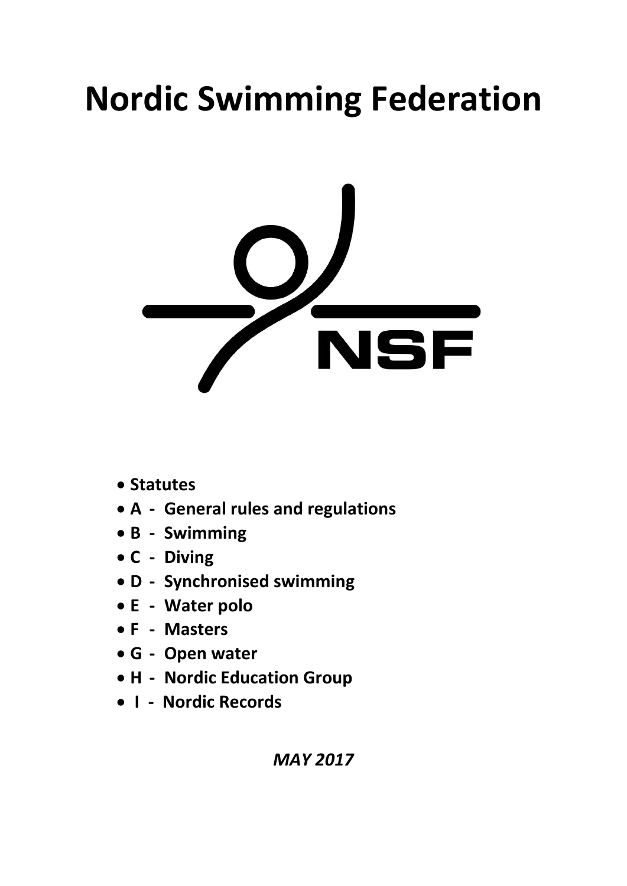# Nordic Swimming Federation

NSF

- **Statutes**
- **A - General rules and regulations**
- **B - Swimming**
- **C - Diving**
- **D - Synchronised swimming**
- **E - Water polo**
- **F - Masters**
- **G - Open water**
- **H - Nordic Education Group**
- **I - Nordic Records**

***MAY 2017***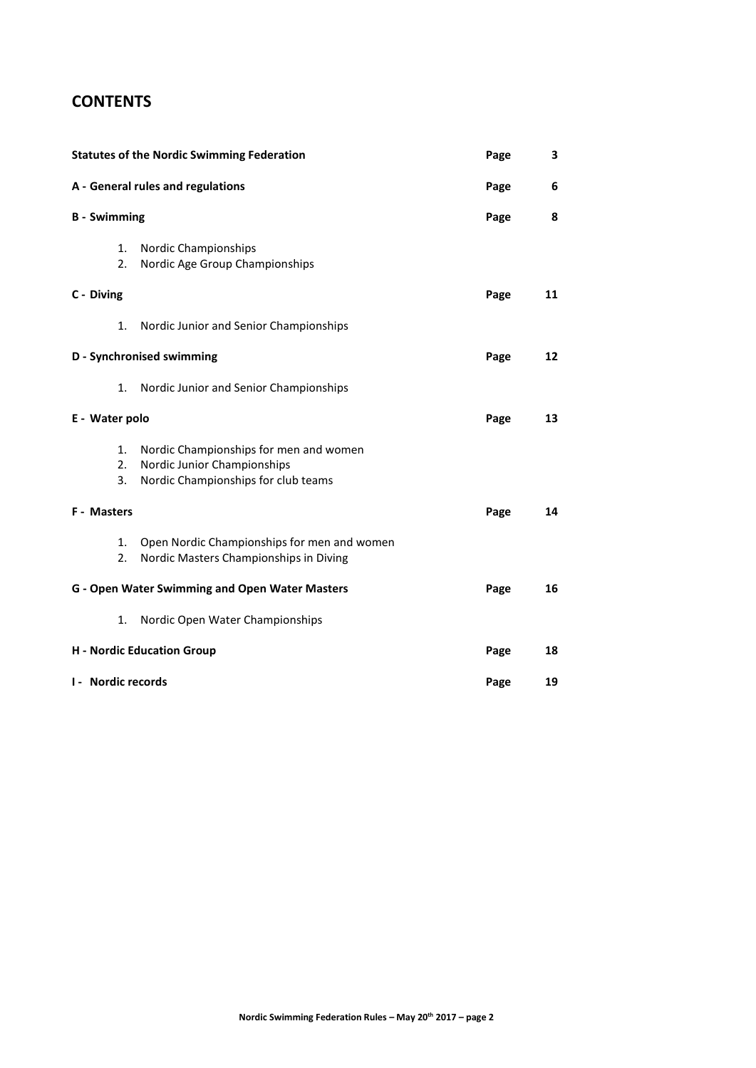# CONTENTS

| | | |
|---|---|---|
| **Statutes of the Nordic Swimming Federation** | **Page** | **3** |
| **A - General rules and regulations** | **Page** | **6** |
| **B - Swimming** | **Page** | **8** |
| 1. Nordic Championships<br>2. Nordic Age Group Championships | | |
| **C - Diving** | **Page** | **11** |
| 1. Nordic Junior and Senior Championships | | |
| **D - Synchronised swimming** | **Page** | **12** |
| 1. Nordic Junior and Senior Championships | | |
| **E - Water polo** | **Page** | **13** |
| 1. Nordic Championships for men and women<br>2. Nordic Junior Championships<br>3. Nordic Championships for club teams | | |
| **F - Masters** | **Page** | **14** |
| 1. Open Nordic Championships for men and women<br>2. Nordic Masters Championships in Diving | | |
| **G - Open Water Swimming and Open Water Masters** | **Page** | **16** |
| 1. Nordic Open Water Championships | | |
| **H - Nordic Education Group** | **Page** | **18** |
| **I - Nordic records** | **Page** | **19** |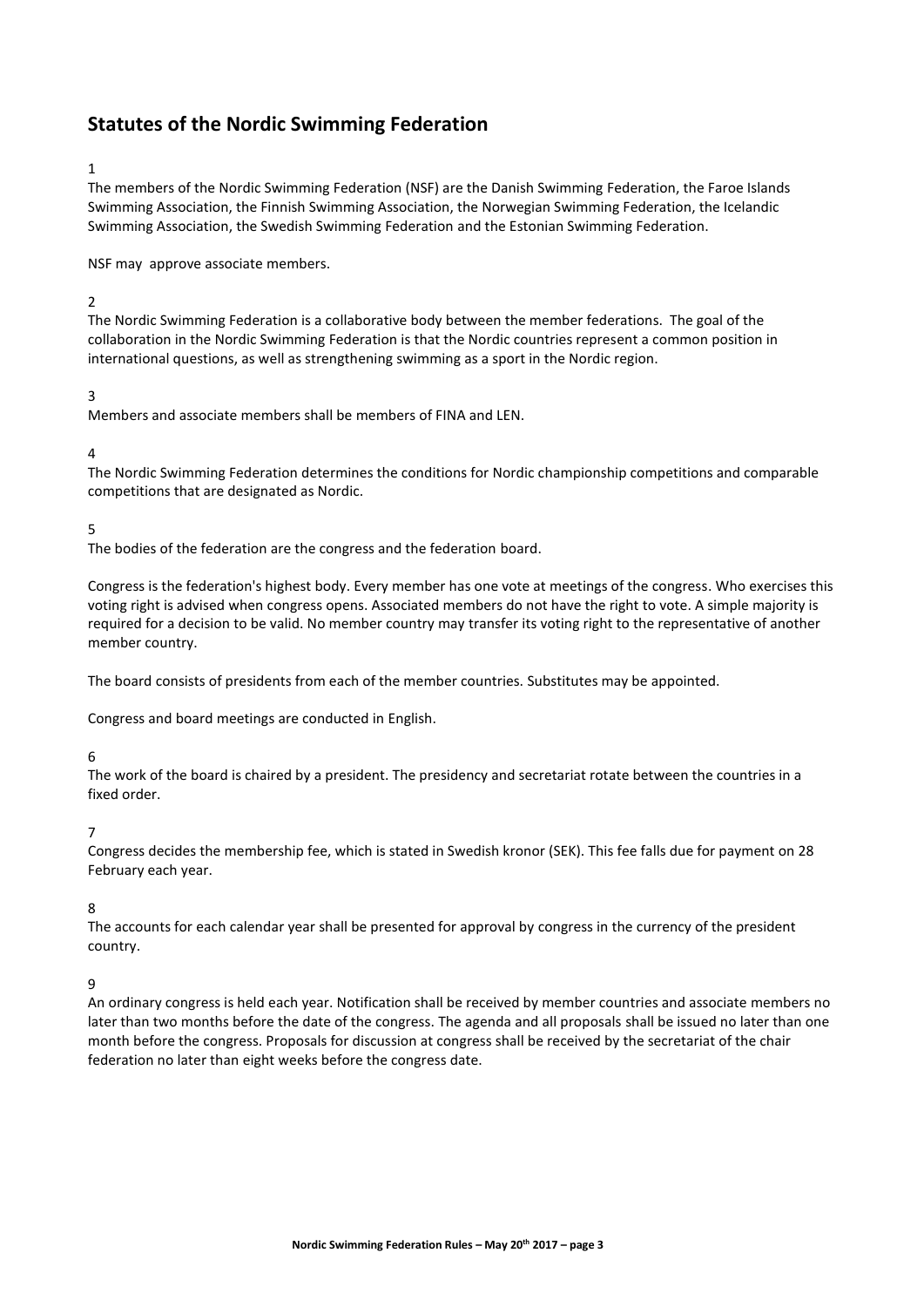## Statutes of the Nordic Swimming Federation

1

The members of the Nordic Swimming Federation (NSF) are the Danish Swimming Federation, the Faroe Islands Swimming Association, the Finnish Swimming Association, the Norwegian Swimming Federation, the Icelandic Swimming Association, the Swedish Swimming Federation and the Estonian Swimming Federation.

NSF may approve associate members.

2

The Nordic Swimming Federation is a collaborative body between the member federations. The goal of the collaboration in the Nordic Swimming Federation is that the Nordic countries represent a common position in international questions, as well as strengthening swimming as a sport in the Nordic region.

3

Members and associate members shall be members of FINA and LEN.

4

The Nordic Swimming Federation determines the conditions for Nordic championship competitions and comparable competitions that are designated as Nordic.

5

The bodies of the federation are the congress and the federation board.

Congress is the federation's highest body. Every member has one vote at meetings of the congress. Who exercises this voting right is advised when congress opens. Associated members do not have the right to vote. A simple majority is required for a decision to be valid. No member country may transfer its voting right to the representative of another member country.

The board consists of presidents from each of the member countries. Substitutes may be appointed.

Congress and board meetings are conducted in English.

6

The work of the board is chaired by a president. The presidency and secretariat rotate between the countries in a fixed order.

7

Congress decides the membership fee, which is stated in Swedish kronor (SEK). This fee falls due for payment on 28 February each year.

8

The accounts for each calendar year shall be presented for approval by congress in the currency of the president country.

9

An ordinary congress is held each year. Notification shall be received by member countries and associate members no later than two months before the date of the congress. The agenda and all proposals shall be issued no later than one month before the congress. Proposals for discussion at congress shall be received by the secretariat of the chair federation no later than eight weeks before the congress date.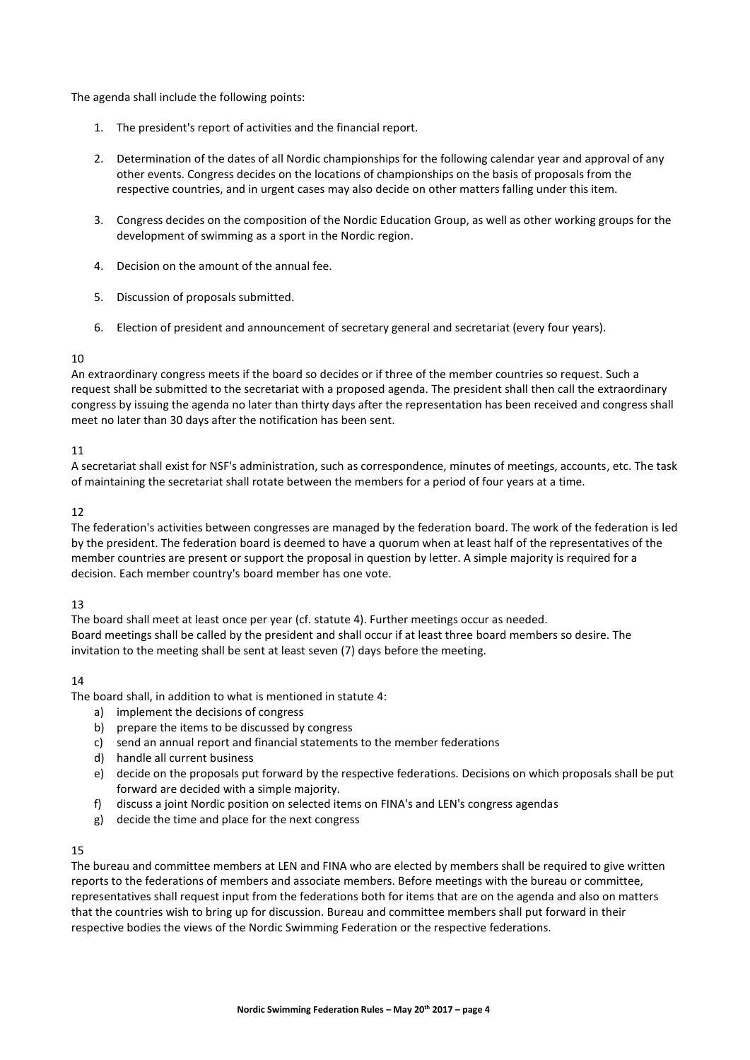The agenda shall include the following points:

1. The president's report of activities and the financial report.
2. Determination of the dates of all Nordic championships for the following calendar year and approval of any other events. Congress decides on the locations of championships on the basis of proposals from the respective countries, and in urgent cases may also decide on other matters falling under this item.
3. Congress decides on the composition of the Nordic Education Group, as well as other working groups for the development of swimming as a sport in the Nordic region.
4. Decision on the amount of the annual fee.
5. Discussion of proposals submitted.
6. Election of president and announcement of secretary general and secretariat (every four years).

10

An extraordinary congress meets if the board so decides or if three of the member countries so request. Such a request shall be submitted to the secretariat with a proposed agenda. The president shall then call the extraordinary congress by issuing the agenda no later than thirty days after the representation has been received and congress shall meet no later than 30 days after the notification has been sent.

11

A secretariat shall exist for NSF's administration, such as correspondence, minutes of meetings, accounts, etc. The task of maintaining the secretariat shall rotate between the members for a period of four years at a time.

12

The federation's activities between congresses are managed by the federation board. The work of the federation is led by the president. The federation board is deemed to have a quorum when at least half of the representatives of the member countries are present or support the proposal in question by letter. A simple majority is required for a decision. Each member country's board member has one vote.

13

The board shall meet at least once per year (cf. statute 4). Further meetings occur as needed.
Board meetings shall be called by the president and shall occur if at least three board members so desire. The invitation to the meeting shall be sent at least seven (7) days before the meeting.

14

The board shall, in addition to what is mentioned in statute 4:

a) implement the decisions of congress
b) prepare the items to be discussed by congress
c) send an annual report and financial statements to the member federations
d) handle all current business
e) decide on the proposals put forward by the respective federations. Decisions on which proposals shall be put forward are decided with a simple majority.
f) discuss a joint Nordic position on selected items on FINA's and LEN's congress agendas
g) decide the time and place for the next congress

15

The bureau and committee members at LEN and FINA who are elected by members shall be required to give written reports to the federations of members and associate members. Before meetings with the bureau or committee, representatives shall request input from the federations both for items that are on the agenda and also on matters that the countries wish to bring up for discussion. Bureau and committee members shall put forward in their respective bodies the views of the Nordic Swimming Federation or the respective federations.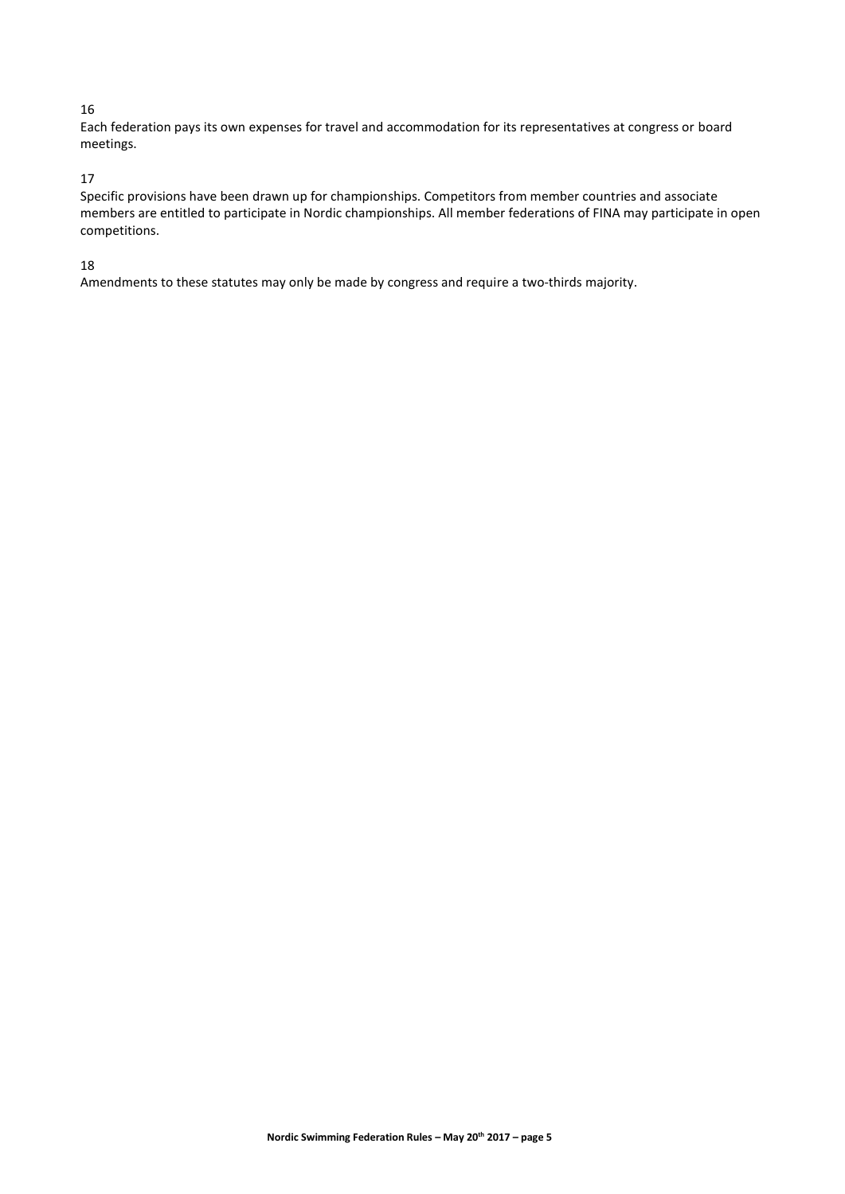16

Each federation pays its own expenses for travel and accommodation for its representatives at congress or board meetings.

17

Specific provisions have been drawn up for championships. Competitors from member countries and associate members are entitled to participate in Nordic championships. All member federations of FINA may participate in open competitions.

18

Amendments to these statutes may only be made by congress and require a two-thirds majority.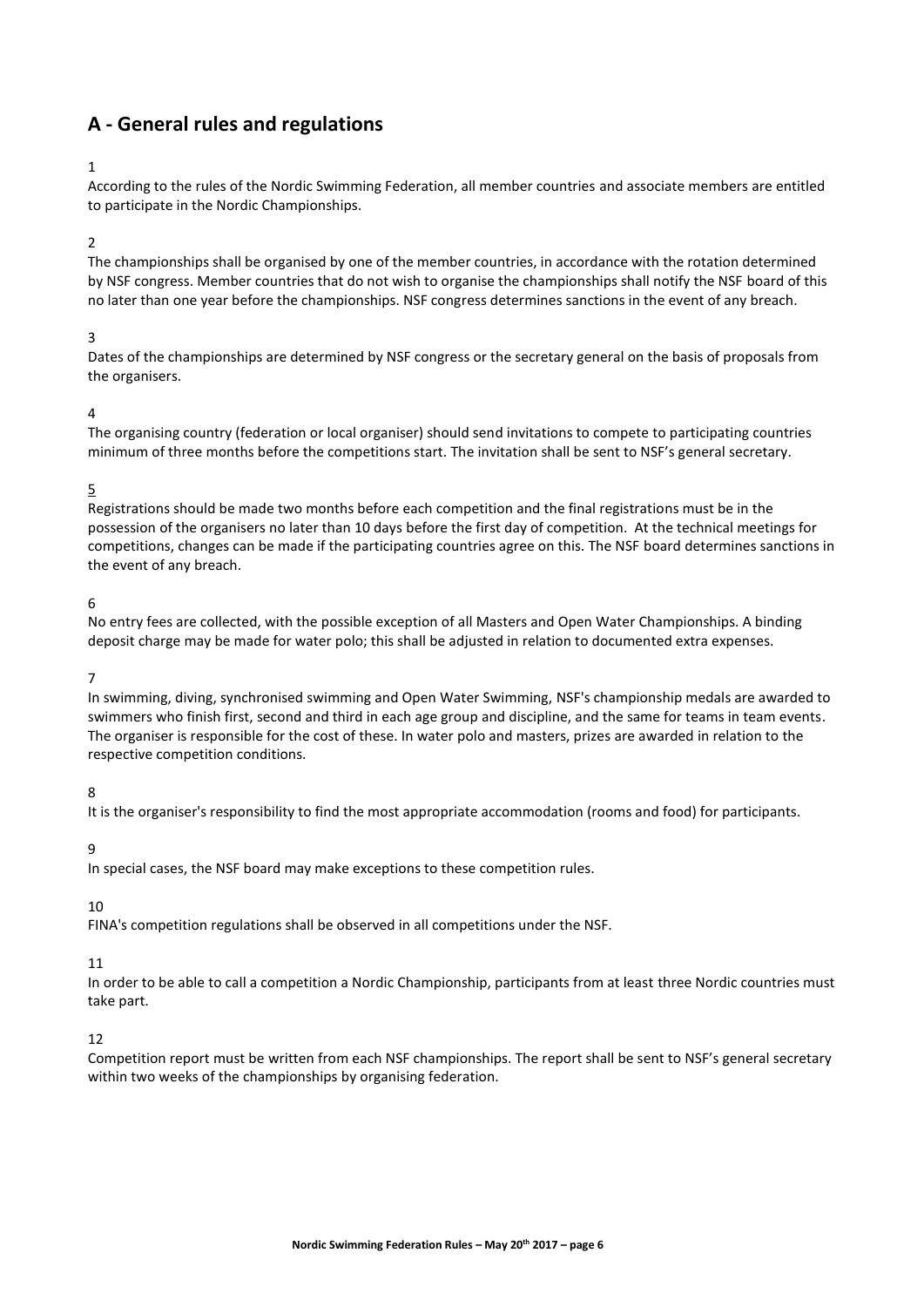## A - General rules and regulations

1

According to the rules of the Nordic Swimming Federation, all member countries and associate members are entitled to participate in the Nordic Championships.

2

The championships shall be organised by one of the member countries, in accordance with the rotation determined by NSF congress. Member countries that do not wish to organise the championships shall notify the NSF board of this no later than one year before the championships. NSF congress determines sanctions in the event of any breach.

3

Dates of the championships are determined by NSF congress or the secretary general on the basis of proposals from the organisers.

4

The organising country (federation or local organiser) should send invitations to compete to participating countries minimum of three months before the competitions start. The invitation shall be sent to NSF's general secretary.

5

Registrations should be made two months before each competition and the final registrations must be in the possession of the organisers no later than 10 days before the first day of competition. At the technical meetings for competitions, changes can be made if the participating countries agree on this. The NSF board determines sanctions in the event of any breach.

6

No entry fees are collected, with the possible exception of all Masters and Open Water Championships. A binding deposit charge may be made for water polo; this shall be adjusted in relation to documented extra expenses.

7

In swimming, diving, synchronised swimming and Open Water Swimming, NSF's championship medals are awarded to swimmers who finish first, second and third in each age group and discipline, and the same for teams in team events. The organiser is responsible for the cost of these. In water polo and masters, prizes are awarded in relation to the respective competition conditions.

8

It is the organiser's responsibility to find the most appropriate accommodation (rooms and food) for participants.

9

In special cases, the NSF board may make exceptions to these competition rules.

10

FINA's competition regulations shall be observed in all competitions under the NSF.

11

In order to be able to call a competition a Nordic Championship, participants from at least three Nordic countries must take part.

12

Competition report must be written from each NSF championships. The report shall be sent to NSF's general secretary within two weeks of the championships by organising federation.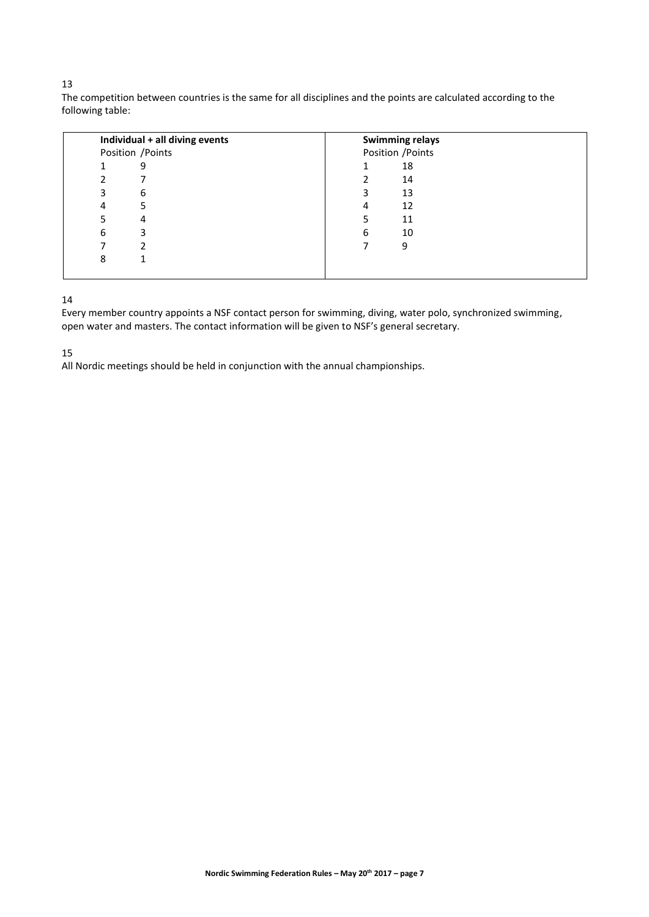13

The competition between countries is the same for all disciplines and the points are calculated according to the following table:

| Individual + all diving events | | Swimming relays | |
|---|---|---|---|
| Position | Points | Position | Points |
| 1 | 9 | 1 | 18 |
| 2 | 7 | 2 | 14 |
| 3 | 6 | 3 | 13 |
| 4 | 5 | 4 | 12 |
| 5 | 4 | 5 | 11 |
| 6 | 3 | 6 | 10 |
| 7 | 2 | 7 | 9 |
| 8 | 1 | | |

14

Every member country appoints a NSF contact person for swimming, diving, water polo, synchronized swimming, open water and masters. The contact information will be given to NSF's general secretary.

15

All Nordic meetings should be held in conjunction with the annual championships.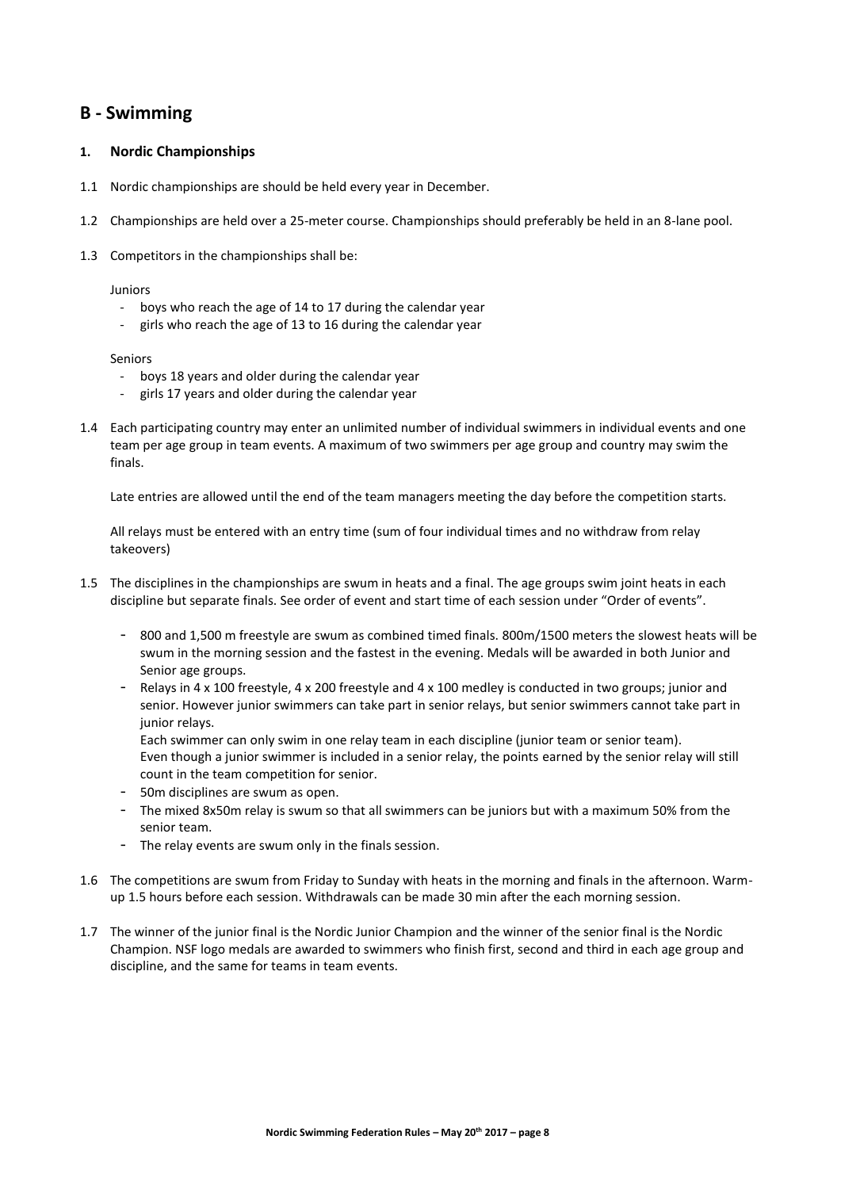## B - Swimming

### 1. Nordic Championships

1.1 Nordic championships are should be held every year in December.

1.2 Championships are held over a 25-meter course. Championships should preferably be held in an 8-lane pool.

1.3 Competitors in the championships shall be:

Juniors

- boys who reach the age of 14 to 17 during the calendar year
- girls who reach the age of 13 to 16 during the calendar year

Seniors

- boys 18 years and older during the calendar year
- girls 17 years and older during the calendar year

1.4 Each participating country may enter an unlimited number of individual swimmers in individual events and one team per age group in team events. A maximum of two swimmers per age group and country may swim the finals.

Late entries are allowed until the end of the team managers meeting the day before the competition starts.

All relays must be entered with an entry time (sum of four individual times and no withdraw from relay takeovers)

1.5 The disciplines in the championships are swum in heats and a final. The age groups swim joint heats in each discipline but separate finals. See order of event and start time of each session under "Order of events".

- 800 and 1,500 m freestyle are swum as combined timed finals. 800m/1500 meters the slowest heats will be swum in the morning session and the fastest in the evening. Medals will be awarded in both Junior and Senior age groups.
- Relays in 4 x 100 freestyle, 4 x 200 freestyle and 4 x 100 medley is conducted in two groups; junior and senior. However junior swimmers can take part in senior relays, but senior swimmers cannot take part in junior relays.
  Each swimmer can only swim in one relay team in each discipline (junior team or senior team).
  Even though a junior swimmer is included in a senior relay, the points earned by the senior relay will still count in the team competition for senior.
- 50m disciplines are swum as open.
- The mixed 8x50m relay is swum so that all swimmers can be juniors but with a maximum 50% from the senior team.
- The relay events are swum only in the finals session.

1.6 The competitions are swum from Friday to Sunday with heats in the morning and finals in the afternoon. Warm-up 1.5 hours before each session. Withdrawals can be made 30 min after the each morning session.

1.7 The winner of the junior final is the Nordic Junior Champion and the winner of the senior final is the Nordic Champion. NSF logo medals are awarded to swimmers who finish first, second and third in each age group and discipline, and the same for teams in team events.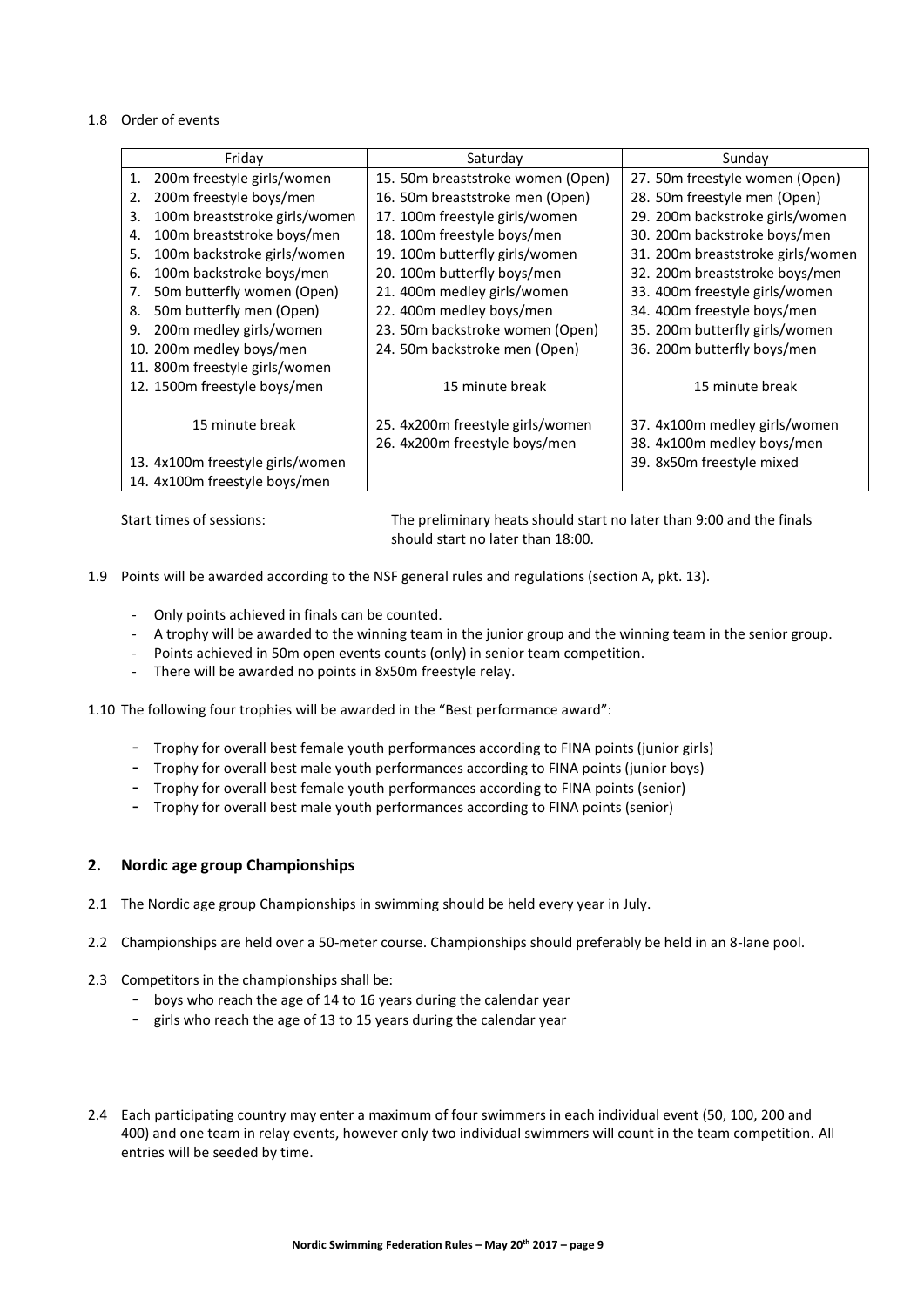1.8 Order of events

| Friday | Saturday | Sunday |
|---|---|---|
| 1. 200m freestyle girls/women | 15. 50m breaststroke women (Open) | 27. 50m freestyle women (Open) |
| 2. 200m freestyle boys/men | 16. 50m breaststroke men (Open) | 28. 50m freestyle men (Open) |
| 3. 100m breaststroke girls/women | 17. 100m freestyle girls/women | 29. 200m backstroke girls/women |
| 4. 100m breaststroke boys/men | 18. 100m freestyle boys/men | 30. 200m backstroke boys/men |
| 5. 100m backstroke girls/women | 19. 100m butterfly girls/women | 31. 200m breaststroke girls/women |
| 6. 100m backstroke boys/men | 20. 100m butterfly boys/men | 32. 200m breaststroke boys/men |
| 7. 50m butterfly women (Open) | 21. 400m medley girls/women | 33. 400m freestyle girls/women |
| 8. 50m butterfly men (Open) | 22. 400m medley boys/men | 34. 400m freestyle boys/men |
| 9. 200m medley girls/women | 23. 50m backstroke women (Open) | 35. 200m butterfly girls/women |
| 10. 200m medley boys/men | 24. 50m backstroke men (Open) | 36. 200m butterfly boys/men |
| 11. 800m freestyle girls/women | | |
| 12. 1500m freestyle boys/men | 15 minute break | 15 minute break |
| 15 minute break | 25. 4x200m freestyle girls/women | 37. 4x100m medley girls/women |
| | 26. 4x200m freestyle boys/men | 38. 4x100m medley boys/men |
| 13. 4x100m freestyle girls/women | | 39. 8x50m freestyle mixed |
| 14. 4x100m freestyle boys/men | | |

Start times of sessions: The preliminary heats should start no later than 9:00 and the finals should start no later than 18:00.

1.9 Points will be awarded according to the NSF general rules and regulations (section A, pkt. 13).

- Only points achieved in finals can be counted.
- A trophy will be awarded to the winning team in the junior group and the winning team in the senior group.
- Points achieved in 50m open events counts (only) in senior team competition.
- There will be awarded no points in 8x50m freestyle relay.

1.10 The following four trophies will be awarded in the "Best performance award":

- Trophy for overall best female youth performances according to FINA points (junior girls)
- Trophy for overall best male youth performances according to FINA points (junior boys)
- Trophy for overall best female youth performances according to FINA points (senior)
- Trophy for overall best male youth performances according to FINA points (senior)

## 2. Nordic age group Championships

2.1 The Nordic age group Championships in swimming should be held every year in July.

2.2 Championships are held over a 50-meter course. Championships should preferably be held in an 8-lane pool.

2.3 Competitors in the championships shall be:

- boys who reach the age of 14 to 16 years during the calendar year
- girls who reach the age of 13 to 15 years during the calendar year

2.4 Each participating country may enter a maximum of four swimmers in each individual event (50, 100, 200 and 400) and one team in relay events, however only two individual swimmers will count in the team competition. All entries will be seeded by time.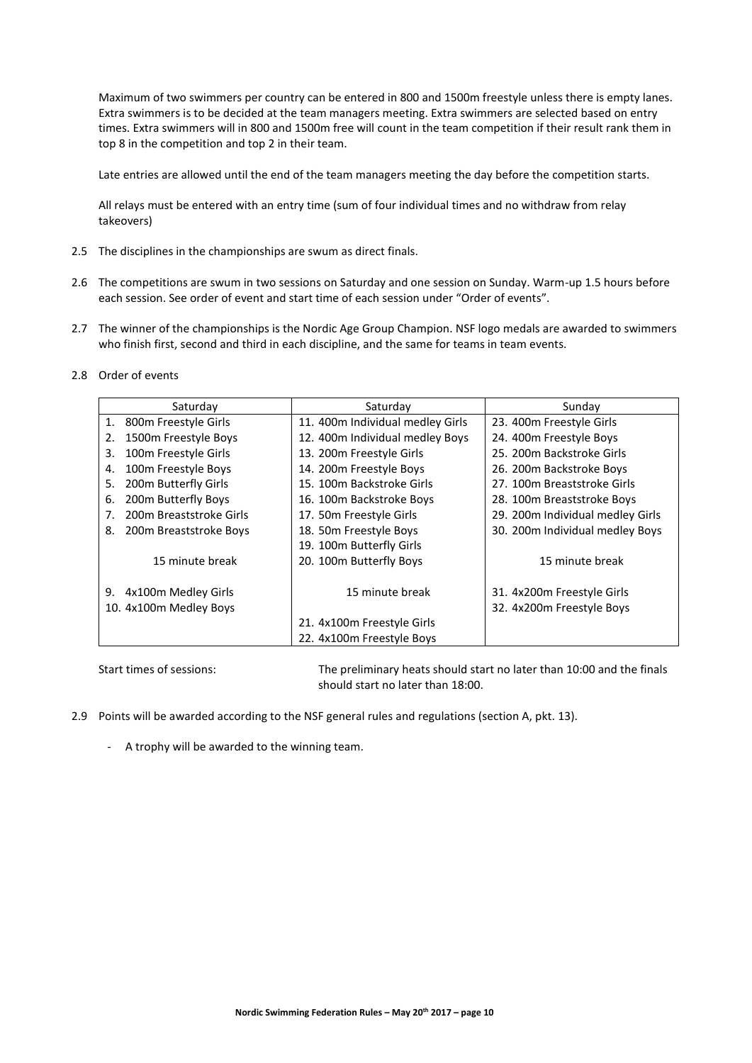Maximum of two swimmers per country can be entered in 800 and 1500m freestyle unless there is empty lanes. Extra swimmers is to be decided at the team managers meeting. Extra swimmers are selected based on entry times. Extra swimmers will in 800 and 1500m free will count in the team competition if their result rank them in top 8 in the competition and top 2 in their team.

Late entries are allowed until the end of the team managers meeting the day before the competition starts.

All relays must be entered with an entry time (sum of four individual times and no withdraw from relay takeovers)

2.5 The disciplines in the championships are swum as direct finals.

2.6 The competitions are swum in two sessions on Saturday and one session on Sunday. Warm-up 1.5 hours before each session. See order of event and start time of each session under "Order of events".

2.7 The winner of the championships is the Nordic Age Group Champion. NSF logo medals are awarded to swimmers who finish first, second and third in each discipline, and the same for teams in team events.

2.8 Order of events

| Saturday | Saturday | Sunday |
|---|---|---|
| 1. 800m Freestyle Girls | 11. 400m Individual medley Girls | 23. 400m Freestyle Girls |
| 2. 1500m Freestyle Boys | 12. 400m Individual medley Boys | 24. 400m Freestyle Boys |
| 3. 100m Freestyle Girls | 13. 200m Freestyle Girls | 25. 200m Backstroke Girls |
| 4. 100m Freestyle Boys | 14. 200m Freestyle Boys | 26. 200m Backstroke Boys |
| 5. 200m Butterfly Girls | 15. 100m Backstroke Girls | 27. 100m Breaststroke Girls |
| 6. 200m Butterfly Boys | 16. 100m Backstroke Boys | 28. 100m Breaststroke Boys |
| 7. 200m Breaststroke Girls | 17. 50m Freestyle Girls | 29. 200m Individual medley Girls |
| 8. 200m Breaststroke Boys | 18. 50m Freestyle Boys | 30. 200m Individual medley Boys |
| | 19. 100m Butterfly Girls | |
| 15 minute break | 20. 100m Butterfly Boys | 15 minute break |
| 9. 4x100m Medley Girls | 15 minute break | 31. 4x200m Freestyle Girls |
| 10. 4x100m Medley Boys | | 32. 4x200m Freestyle Boys |
| | 21. 4x100m Freestyle Girls | |
| | 22. 4x100m Freestyle Boys | |

Start times of sessions: The preliminary heats should start no later than 10:00 and the finals should start no later than 18:00.

2.9 Points will be awarded according to the NSF general rules and regulations (section A, pkt. 13).

- A trophy will be awarded to the winning team.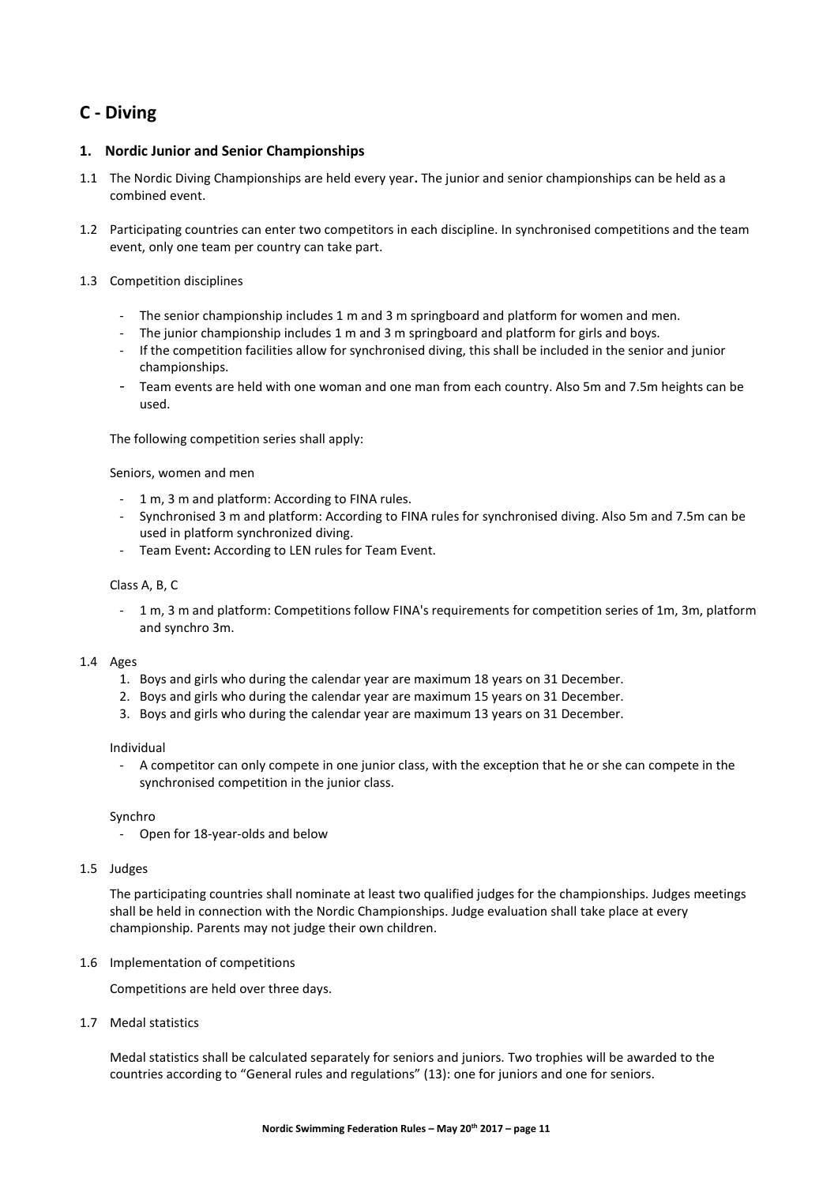## C - Diving

### 1. Nordic Junior and Senior Championships

1.1 The Nordic Diving Championships are held every year**.** The junior and senior championships can be held as a combined event.

1.2 Participating countries can enter two competitors in each discipline. In synchronised competitions and the team event, only one team per country can take part.

1.3 Competition disciplines

- The senior championship includes 1 m and 3 m springboard and platform for women and men.
- The junior championship includes 1 m and 3 m springboard and platform for girls and boys.
- If the competition facilities allow for synchronised diving, this shall be included in the senior and junior championships.
- Team events are held with one woman and one man from each country. Also 5m and 7.5m heights can be used.

The following competition series shall apply:

Seniors, women and men

- 1 m, 3 m and platform: According to FINA rules.
- Synchronised 3 m and platform: According to FINA rules for synchronised diving. Also 5m and 7.5m can be used in platform synchronized diving.
- Team Event**:** According to LEN rules for Team Event.

Class A, B, C

- 1 m, 3 m and platform: Competitions follow FINA's requirements for competition series of 1m, 3m, platform and synchro 3m.

1.4 Ages

1. Boys and girls who during the calendar year are maximum 18 years on 31 December.
2. Boys and girls who during the calendar year are maximum 15 years on 31 December.
3. Boys and girls who during the calendar year are maximum 13 years on 31 December.

Individual

- A competitor can only compete in one junior class, with the exception that he or she can compete in the synchronised competition in the junior class.

Synchro

- Open for 18-year-olds and below

1.5 Judges

The participating countries shall nominate at least two qualified judges for the championships. Judges meetings shall be held in connection with the Nordic Championships. Judge evaluation shall take place at every championship. Parents may not judge their own children.

1.6 Implementation of competitions

Competitions are held over three days.

1.7 Medal statistics

Medal statistics shall be calculated separately for seniors and juniors. Two trophies will be awarded to the countries according to "General rules and regulations" (13): one for juniors and one for seniors.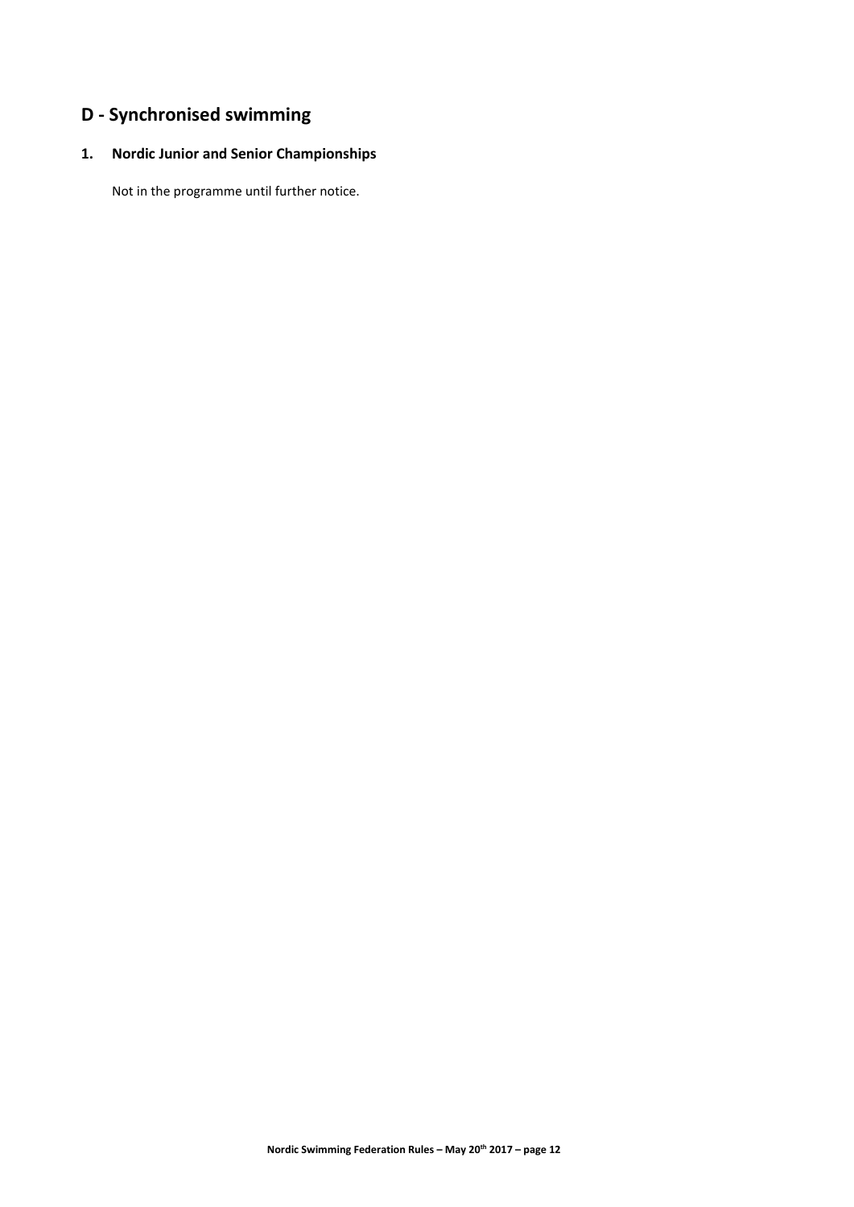## D - Synchronised swimming

### 1. Nordic Junior and Senior Championships

Not in the programme until further notice.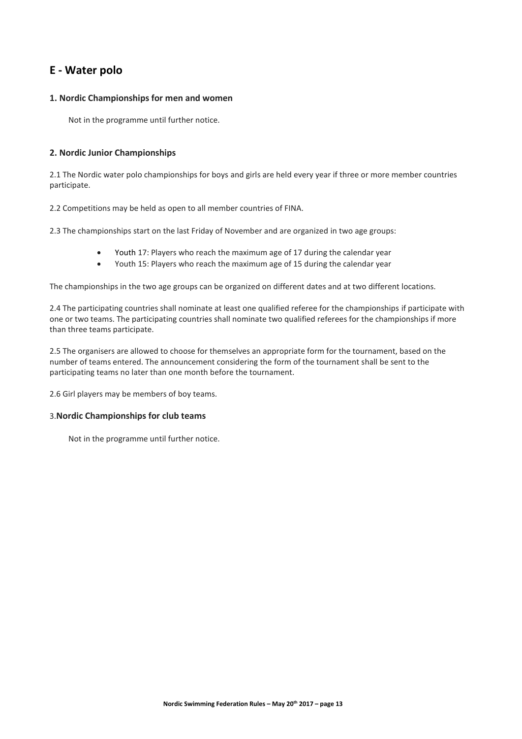## E - Water polo

### 1. Nordic Championships for men and women

Not in the programme until further notice.

### 2. Nordic Junior Championships

2.1 The Nordic water polo championships for boys and girls are held every year if three or more member countries participate.

2.2 Competitions may be held as open to all member countries of FINA.

2.3 The championships start on the last Friday of November and are organized in two age groups:

- Youth 17: Players who reach the maximum age of 17 during the calendar year
- Youth 15: Players who reach the maximum age of 15 during the calendar year

The championships in the two age groups can be organized on different dates and at two different locations.

2.4 The participating countries shall nominate at least one qualified referee for the championships if participate with one or two teams. The participating countries shall nominate two qualified referees for the championships if more than three teams participate.

2.5 The organisers are allowed to choose for themselves an appropriate form for the tournament, based on the number of teams entered. The announcement considering the form of the tournament shall be sent to the participating teams no later than one month before the tournament.

2.6 Girl players may be members of boy teams.

### 3. Nordic Championships for club teams

Not in the programme until further notice.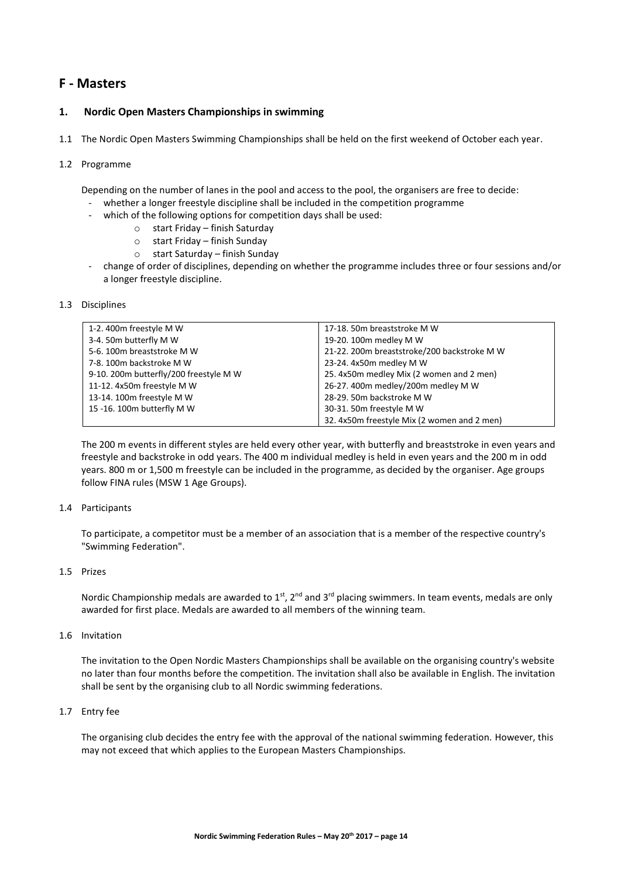## F - Masters

### 1. Nordic Open Masters Championships in swimming

1.1 The Nordic Open Masters Swimming Championships shall be held on the first weekend of October each year.

1.2 Programme

Depending on the number of lanes in the pool and access to the pool, the organisers are free to decide:

- whether a longer freestyle discipline shall be included in the competition programme
- which of the following options for competition days shall be used:
  - start Friday – finish Saturday
  - start Friday – finish Sunday
  - start Saturday – finish Sunday
- change of order of disciplines, depending on whether the programme includes three or four sessions and/or a longer freestyle discipline.

1.3 Disciplines

| | |
|---|---|
| 1-2. 400m freestyle M W | 17-18. 50m breaststroke M W |
| 3-4. 50m butterfly M W | 19-20. 100m medley M W |
| 5-6. 100m breaststroke M W | 21-22. 200m breaststroke/200 backstroke M W |
| 7-8. 100m backstroke M W | 23-24. 4x50m medley M W |
| 9-10. 200m butterfly/200 freestyle M W | 25. 4x50m medley Mix (2 women and 2 men) |
| 11-12. 4x50m freestyle M W | 26-27. 400m medley/200m medley M W |
| 13-14. 100m freestyle M W | 28-29. 50m backstroke M W |
| 15 -16. 100m butterfly M W | 30-31. 50m freestyle M W |
| | 32. 4x50m freestyle Mix (2 women and 2 men) |

The 200 m events in different styles are held every other year, with butterfly and breaststroke in even years and freestyle and backstroke in odd years. The 400 m individual medley is held in even years and the 200 m in odd years. 800 m or 1,500 m freestyle can be included in the programme, as decided by the organiser. Age groups follow FINA rules (MSW 1 Age Groups).

1.4 Participants

To participate, a competitor must be a member of an association that is a member of the respective country's "Swimming Federation".

1.5 Prizes

Nordic Championship medals are awarded to 1st, 2nd and 3rd placing swimmers. In team events, medals are only awarded for first place. Medals are awarded to all members of the winning team.

1.6 Invitation

The invitation to the Open Nordic Masters Championships shall be available on the organising country's website no later than four months before the competition. The invitation shall also be available in English. The invitation shall be sent by the organising club to all Nordic swimming federations.

1.7 Entry fee

The organising club decides the entry fee with the approval of the national swimming federation. However, this may not exceed that which applies to the European Masters Championships.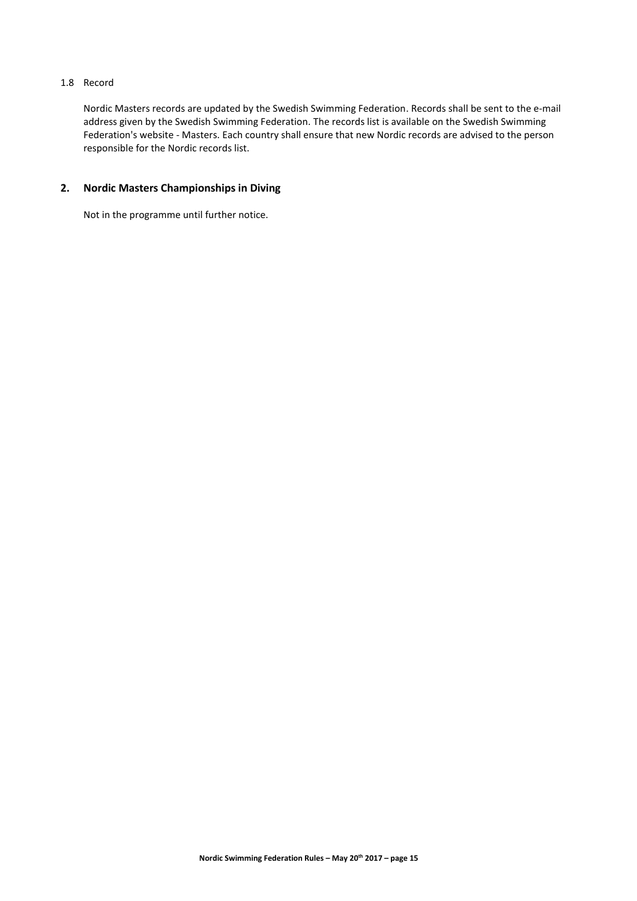### 1.8 Record

Nordic Masters records are updated by the Swedish Swimming Federation. Records shall be sent to the e-mail address given by the Swedish Swimming Federation. The records list is available on the Swedish Swimming Federation's website - Masters. Each country shall ensure that new Nordic records are advised to the person responsible for the Nordic records list.

## 2. Nordic Masters Championships in Diving

Not in the programme until further notice.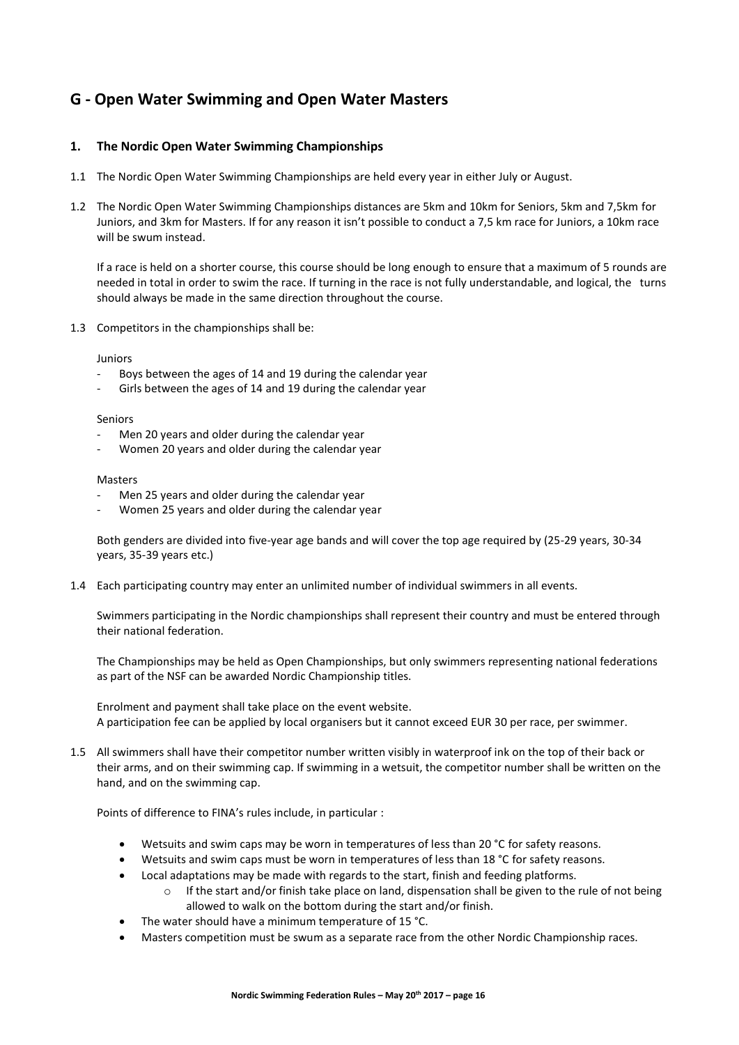## G - Open Water Swimming and Open Water Masters

### 1. The Nordic Open Water Swimming Championships

1.1 The Nordic Open Water Swimming Championships are held every year in either July or August.

1.2 The Nordic Open Water Swimming Championships distances are 5km and 10km for Seniors, 5km and 7,5km for Juniors, and 3km for Masters. If for any reason it isn't possible to conduct a 7,5 km race for Juniors, a 10km race will be swum instead.

If a race is held on a shorter course, this course should be long enough to ensure that a maximum of 5 rounds are needed in total in order to swim the race. If turning in the race is not fully understandable, and logical, the turns should always be made in the same direction throughout the course.

1.3 Competitors in the championships shall be:

Juniors

- Boys between the ages of 14 and 19 during the calendar year
- Girls between the ages of 14 and 19 during the calendar year

Seniors

- Men 20 years and older during the calendar year
- Women 20 years and older during the calendar year

Masters

- Men 25 years and older during the calendar year
- Women 25 years and older during the calendar year

Both genders are divided into five-year age bands and will cover the top age required by (25-29 years, 30-34 years, 35-39 years etc.)

1.4 Each participating country may enter an unlimited number of individual swimmers in all events.

Swimmers participating in the Nordic championships shall represent their country and must be entered through their national federation.

The Championships may be held as Open Championships, but only swimmers representing national federations as part of the NSF can be awarded Nordic Championship titles.

Enrolment and payment shall take place on the event website.
A participation fee can be applied by local organisers but it cannot exceed EUR 30 per race, per swimmer.

1.5 All swimmers shall have their competitor number written visibly in waterproof ink on the top of their back or their arms, and on their swimming cap. If swimming in a wetsuit, the competitor number shall be written on the hand, and on the swimming cap.

Points of difference to FINA's rules include, in particular :

- Wetsuits and swim caps may be worn in temperatures of less than 20 °C for safety reasons.
- Wetsuits and swim caps must be worn in temperatures of less than 18 °C for safety reasons.
- Local adaptations may be made with regards to the start, finish and feeding platforms.
  - If the start and/or finish take place on land, dispensation shall be given to the rule of not being allowed to walk on the bottom during the start and/or finish.
- The water should have a minimum temperature of 15 °C.
- Masters competition must be swum as a separate race from the other Nordic Championship races.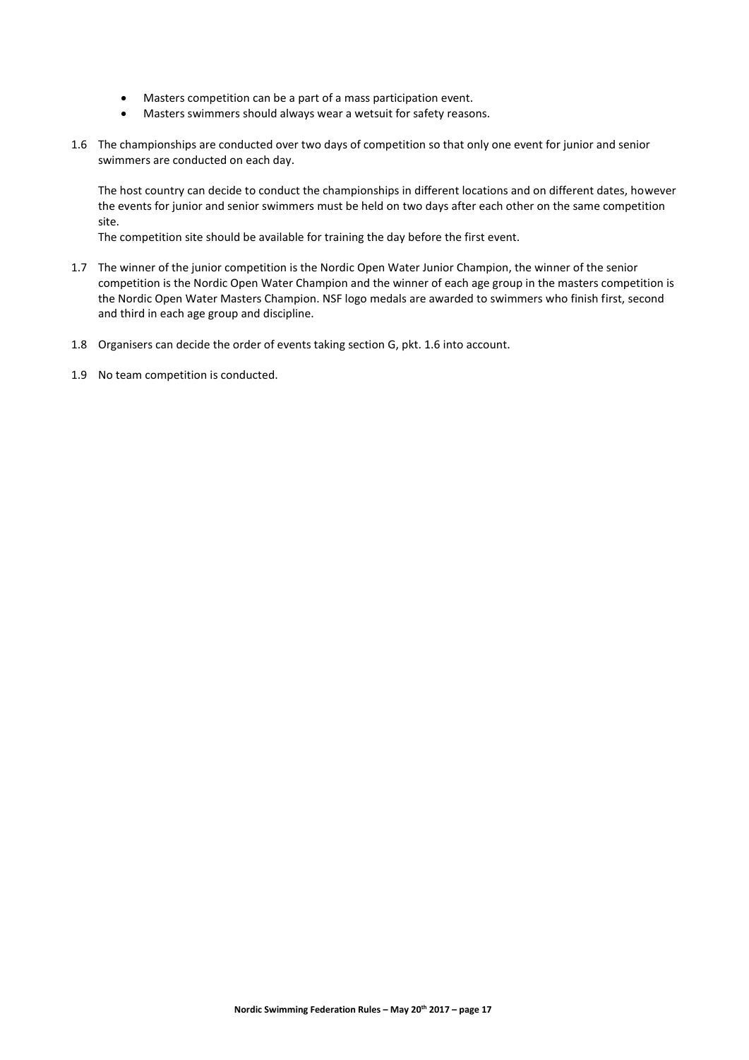- Masters competition can be a part of a mass participation event.
- Masters swimmers should always wear a wetsuit for safety reasons.

1.6 The championships are conducted over two days of competition so that only one event for junior and senior swimmers are conducted on each day.

The host country can decide to conduct the championships in different locations and on different dates, however the events for junior and senior swimmers must be held on two days after each other on the same competition site.
The competition site should be available for training the day before the first event.

1.7 The winner of the junior competition is the Nordic Open Water Junior Champion, the winner of the senior competition is the Nordic Open Water Champion and the winner of each age group in the masters competition is the Nordic Open Water Masters Champion. NSF logo medals are awarded to swimmers who finish first, second and third in each age group and discipline.

1.8 Organisers can decide the order of events taking section G, pkt. 1.6 into account.

1.9 No team competition is conducted.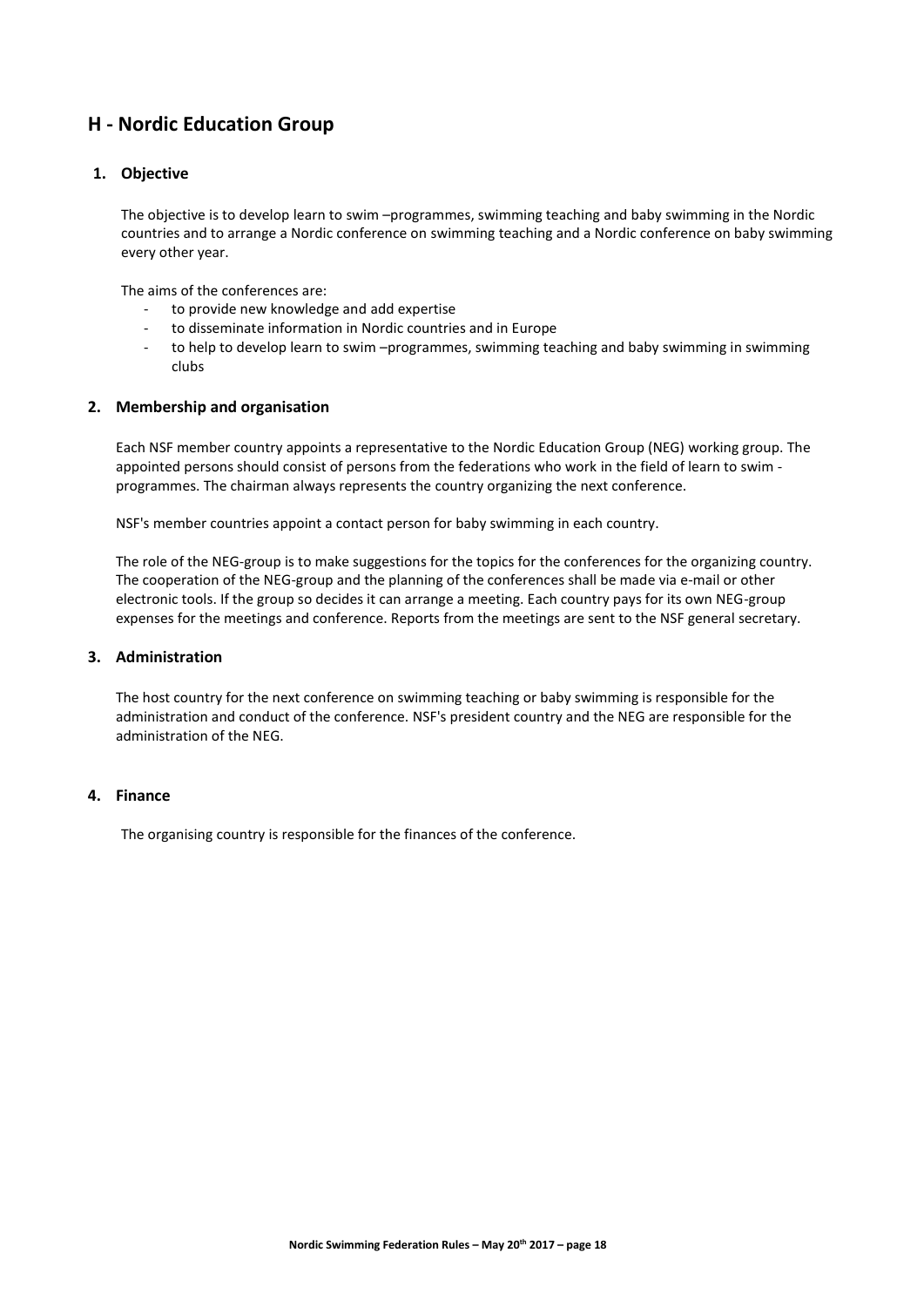## H - Nordic Education Group

### 1. Objective

The objective is to develop learn to swim –programmes, swimming teaching and baby swimming in the Nordic countries and to arrange a Nordic conference on swimming teaching and a Nordic conference on baby swimming every other year.

The aims of the conferences are:

- to provide new knowledge and add expertise
- to disseminate information in Nordic countries and in Europe
- to help to develop learn to swim –programmes, swimming teaching and baby swimming in swimming clubs

### 2. Membership and organisation

Each NSF member country appoints a representative to the Nordic Education Group (NEG) working group. The appointed persons should consist of persons from the federations who work in the field of learn to swim - programmes. The chairman always represents the country organizing the next conference.

NSF's member countries appoint a contact person for baby swimming in each country.

The role of the NEG-group is to make suggestions for the topics for the conferences for the organizing country. The cooperation of the NEG-group and the planning of the conferences shall be made via e-mail or other electronic tools. If the group so decides it can arrange a meeting. Each country pays for its own NEG-group expenses for the meetings and conference. Reports from the meetings are sent to the NSF general secretary.

### 3. Administration

The host country for the next conference on swimming teaching or baby swimming is responsible for the administration and conduct of the conference. NSF's president country and the NEG are responsible for the administration of the NEG.

### 4. Finance

The organising country is responsible for the finances of the conference.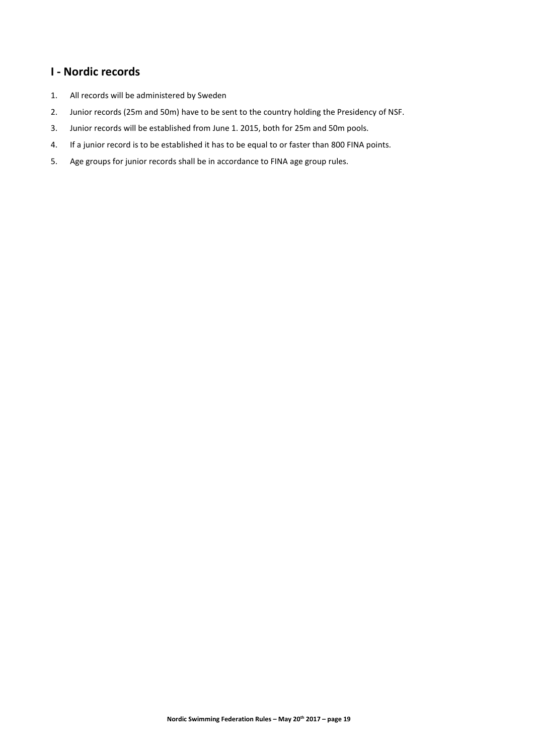## I - Nordic records

1. All records will be administered by Sweden
2. Junior records (25m and 50m) have to be sent to the country holding the Presidency of NSF.
3. Junior records will be established from June 1. 2015, both for 25m and 50m pools.
4. If a junior record is to be established it has to be equal to or faster than 800 FINA points.
5. Age groups for junior records shall be in accordance to FINA age group rules.